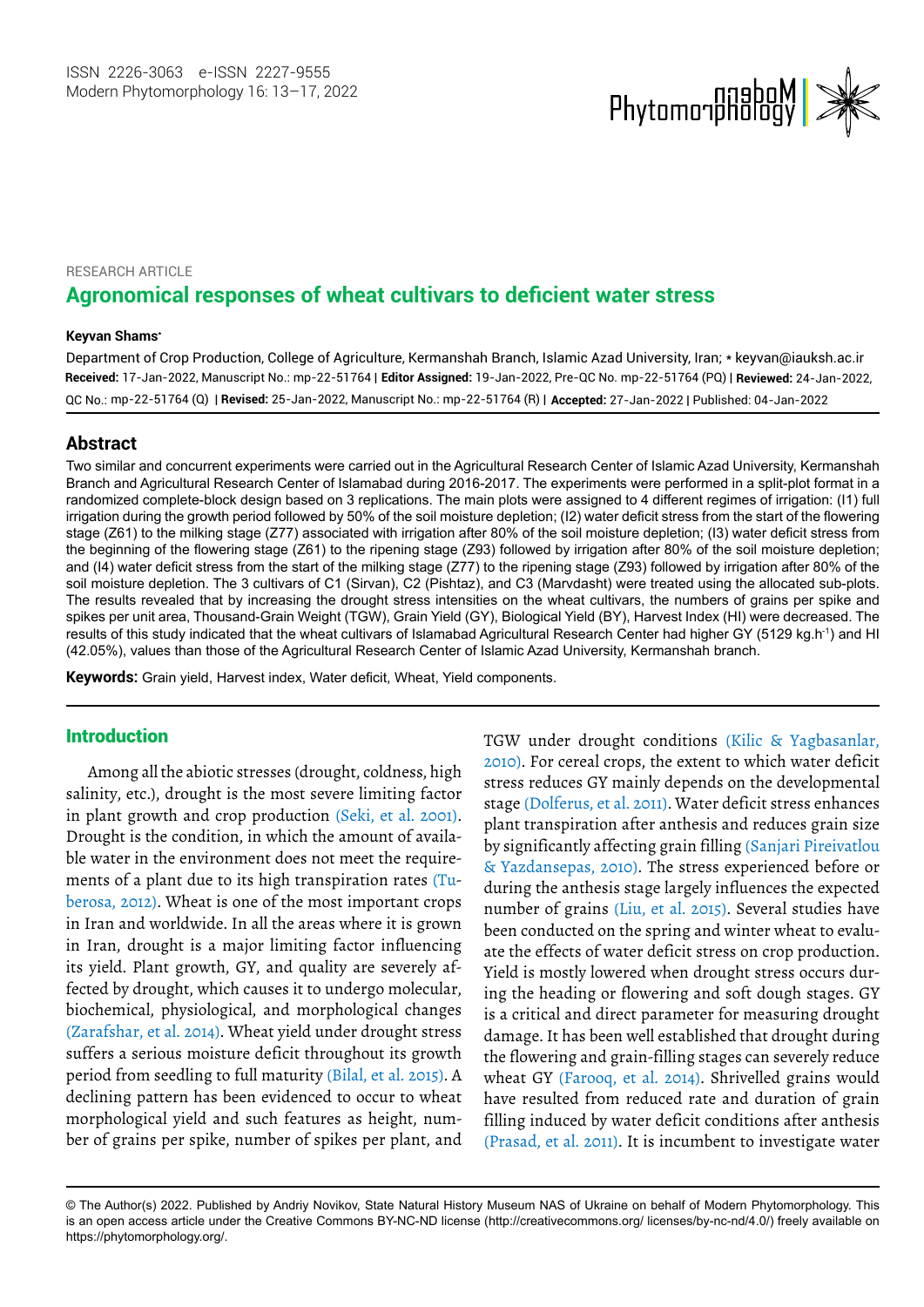RESEARCH ARTICLE

# Agronomical responses of wheat cultivars to deficient water stress

**Keyvan Shams***

Department of Crop Production, College of Agriculture, Kermanshah Branch, Islamic Azad University, Iran; * keyvan@iauksh.ac.ir

**Received:** 17-Jan-2022, Manuscript No.: mp-22-51764 | **Editor Assigned:** 19-Jan-2022, Pre-QC No. mp-22-51764 (PQ) | **Reviewed:** 24-Jan-2022, QC No.: mp-22-51764 (Q) | **Revised:** 25-Jan-2022, Manuscript No.: mp-22-51764 (R) | **Accepted:** 27-Jan-2022 | Published: 04-Jan-2022

## Abstract

Two similar and concurrent experiments were carried out in the Agricultural Research Center of Islamic Azad University, Kermanshah Branch and Agricultural Research Center of Islamabad during 2016-2017. The experiments were performed in a split-plot format in a randomized complete-block design based on 3 replications. The main plots were assigned to 4 different regimes of irrigation: (I1) full irrigation during the growth period followed by 50% of the soil moisture depletion; (I2) water deficit stress from the start of the flowering stage (Z61) to the milking stage (Z77) associated with irrigation after 80% of the soil moisture depletion; (I3) water deficit stress from the beginning of the flowering stage (Z61) to the ripening stage (Z93) followed by irrigation after 80% of the soil moisture depletion; and (I4) water deficit stress from the start of the milking stage (Z77) to the ripening stage (Z93) followed by irrigation after 80% of the soil moisture depletion. The 3 cultivars of C1 (Sirvan), C2 (Pishtaz), and C3 (Marvdasht) were treated using the allocated sub-plots. The results revealed that by increasing the drought stress intensities on the wheat cultivars, the numbers of grains per spike and spikes per unit area, Thousand-Grain Weight (TGW), Grain Yield (GY), Biological Yield (BY), Harvest Index (HI) were decreased. The results of this study indicated that the wheat cultivars of Islamabad Agricultural Research Center had higher GY (5129 kg.h$^{-1}$) and HI (42.05%), values than those of the Agricultural Research Center of Islamic Azad University, Kermanshah branch.

**Keywords:** Grain yield, Harvest index, Water deficit, Wheat, Yield components.

## Introduction

Among all the abiotic stresses (drought, coldness, high salinity, etc.), drought is the most severe limiting factor in plant growth and crop production (Seki, et al. 2001). Drought is the condition, in which the amount of available water in the environment does not meet the requirements of a plant due to its high transpiration rates (Tuberosa, 2012). Wheat is one of the most important crops in Iran and worldwide. In all the areas where it is grown in Iran, drought is a major limiting factor influencing its yield. Plant growth, GY, and quality are severely affected by drought, which causes it to undergo molecular, biochemical, physiological, and morphological changes (Zarafshar, et al. 2014). Wheat yield under drought stress suffers a serious moisture deficit throughout its growth period from seedling to full maturity (Bilal, et al. 2015). A declining pattern has been evidenced to occur to wheat morphological yield and such features as height, number of grains per spike, number of spikes per plant, and TGW under drought conditions (Kilic & Yagbasanlar, 2010). For cereal crops, the extent to which water deficit stress reduces GY mainly depends on the developmental stage (Dolferus, et al. 2011). Water deficit stress enhances plant transpiration after anthesis and reduces grain size by significantly affecting grain filling (Sanjari Pireivatlou & Yazdansepas, 2010). The stress experienced before or during the anthesis stage largely influences the expected number of grains (Liu, et al. 2015). Several studies have been conducted on the spring and winter wheat to evaluate the effects of water deficit stress on crop production. Yield is mostly lowered when drought stress occurs during the heading or flowering and soft dough stages. GY is a critical and direct parameter for measuring drought damage. It has been well established that drought during the flowering and grain-filling stages can severely reduce wheat GY (Farooq, et al. 2014). Shrivelled grains would have resulted from reduced rate and duration of grain filling induced by water deficit conditions after anthesis (Prasad, et al. 2011). It is incumbent to investigate water

© The Author(s) 2022. Published by Andriy Novikov, State Natural History Museum NAS of Ukraine on behalf of Modern Phytomorphology. This is an open access article under the Creative Commons BY-NC-ND license (http://creativecommons.org/ licenses/by-nc-nd/4.0/) freely available on https://phytomorphology.org/.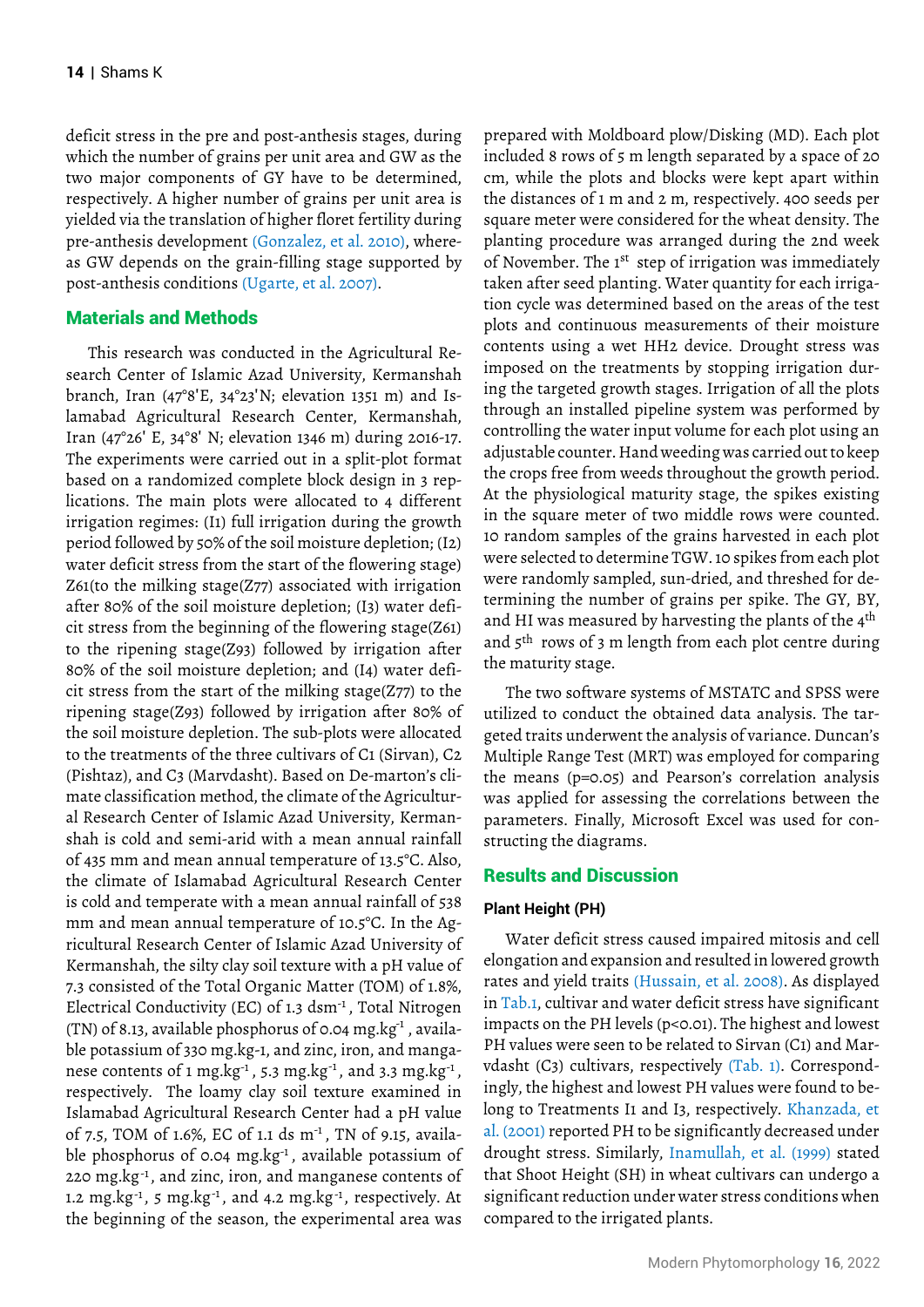deficit stress in the pre and post-anthesis stages, during which the number of grains per unit area and GW as the two major components of GY have to be determined, respectively. A higher number of grains per unit area is yielded via the translation of higher floret fertility during pre-anthesis development (Gonzalez, et al. 2010), whereas GW depends on the grain-filling stage supported by post-anthesis conditions (Ugarte, et al. 2007).

## Materials and Methods

This research was conducted in the Agricultural Research Center of Islamic Azad University, Kermanshah branch, Iran (47°8'E, 34°23'N; elevation 1351 m) and Islamabad Agricultural Research Center, Kermanshah, Iran (47°26' E, 34°8' N; elevation 1346 m) during 2016-17. The experiments were carried out in a split-plot format based on a randomized complete block design in 3 replications. The main plots were allocated to 4 different irrigation regimes: (I1) full irrigation during the growth period followed by 50% of the soil moisture depletion; (I2) water deficit stress from the start of the flowering stage) Z61(to the milking stage(Z77) associated with irrigation after 80% of the soil moisture depletion; (I3) water deficit stress from the beginning of the flowering stage(Z61) to the ripening stage(Z93) followed by irrigation after 80% of the soil moisture depletion; and (I4) water deficit stress from the start of the milking stage(Z77) to the ripening stage(Z93) followed by irrigation after 80% of the soil moisture depletion. The sub-plots were allocated to the treatments of the three cultivars of C1 (Sirvan), C2 (Pishtaz), and C3 (Marvdasht). Based on De-marton's climate classification method, the climate of the Agricultural Research Center of Islamic Azad University, Kermanshah is cold and semi-arid with a mean annual rainfall of 435 mm and mean annual temperature of 13.5°C. Also, the climate of Islamabad Agricultural Research Center is cold and temperate with a mean annual rainfall of 538 mm and mean annual temperature of 10.5°C. In the Agricultural Research Center of Islamic Azad University of Kermanshah, the silty clay soil texture with a pH value of 7.3 consisted of the Total Organic Matter (TOM) of 1.8%, Electrical Conductivity (EC) of 1.3 $dsm^{-1}$, Total Nitrogen (TN) of 8.13, available phosphorus of 0.04 $mg.kg^{-1}$, available potassium of 330 mg.kg-1, and zinc, iron, and manganese contents of 1 $mg.kg^{-1}$, 5.3 $mg.kg^{-1}$, and 3.3 $mg.kg^{-1}$, respectively. The loamy clay soil texture examined in Islamabad Agricultural Research Center had a pH value of 7.5, TOM of 1.6%, EC of 1.1 ds $m^{-1}$, TN of 9.15, available phosphorus of 0.04 $mg.kg^{-1}$, available potassium of 220 $mg.kg^{-1}$, and zinc, iron, and manganese contents of 1.2 $mg.kg^{-1}$, 5 $mg.kg^{-1}$, and 4.2 $mg.kg^{-1}$, respectively. At the beginning of the season, the experimental area was prepared with Moldboard plow/Disking (MD). Each plot included 8 rows of 5 m length separated by a space of 20 cm, while the plots and blocks were kept apart within the distances of 1 m and 2 m, respectively. 400 seeds per square meter were considered for the wheat density. The planting procedure was arranged during the 2nd week of November. The 1st step of irrigation was immediately taken after seed planting. Water quantity for each irrigation cycle was determined based on the areas of the test plots and continuous measurements of their moisture contents using a wet HH2 device. Drought stress was imposed on the treatments by stopping irrigation during the targeted growth stages. Irrigation of all the plots through an installed pipeline system was performed by controlling the water input volume for each plot using an adjustable counter. Hand weeding was carried out to keep the crops free from weeds throughout the growth period. At the physiological maturity stage, the spikes existing in the square meter of two middle rows were counted. 10 random samples of the grains harvested in each plot were selected to determine TGW. 10 spikes from each plot were randomly sampled, sun-dried, and threshed for determining the number of grains per spike. The GY, BY, and HI was measured by harvesting the plants of the 4th and 5th rows of 3 m length from each plot centre during the maturity stage.

The two software systems of MSTATC and SPSS were utilized to conduct the obtained data analysis. The targeted traits underwent the analysis of variance. Duncan's Multiple Range Test (MRT) was employed for comparing the means ($p=0.05$) and Pearson's correlation analysis was applied for assessing the correlations between the parameters. Finally, Microsoft Excel was used for constructing the diagrams.

## Results and Discussion

### Plant Height (PH)

Water deficit stress caused impaired mitosis and cell elongation and expansion and resulted in lowered growth rates and yield traits (Hussain, et al. 2008). As displayed in Tab.1, cultivar and water deficit stress have significant impacts on the PH levels ($p<0.01$). The highest and lowest PH values were seen to be related to Sirvan (C1) and Marvdasht (C3) cultivars, respectively (Tab. 1). Correspondingly, the highest and lowest PH values were found to belong to Treatments I1 and I3, respectively. Khanzada, et al. (2001) reported PH to be significantly decreased under drought stress. Similarly, Inamullah, et al. (1999) stated that Shoot Height (SH) in wheat cultivars can undergo a significant reduction under water stress conditions when compared to the irrigated plants.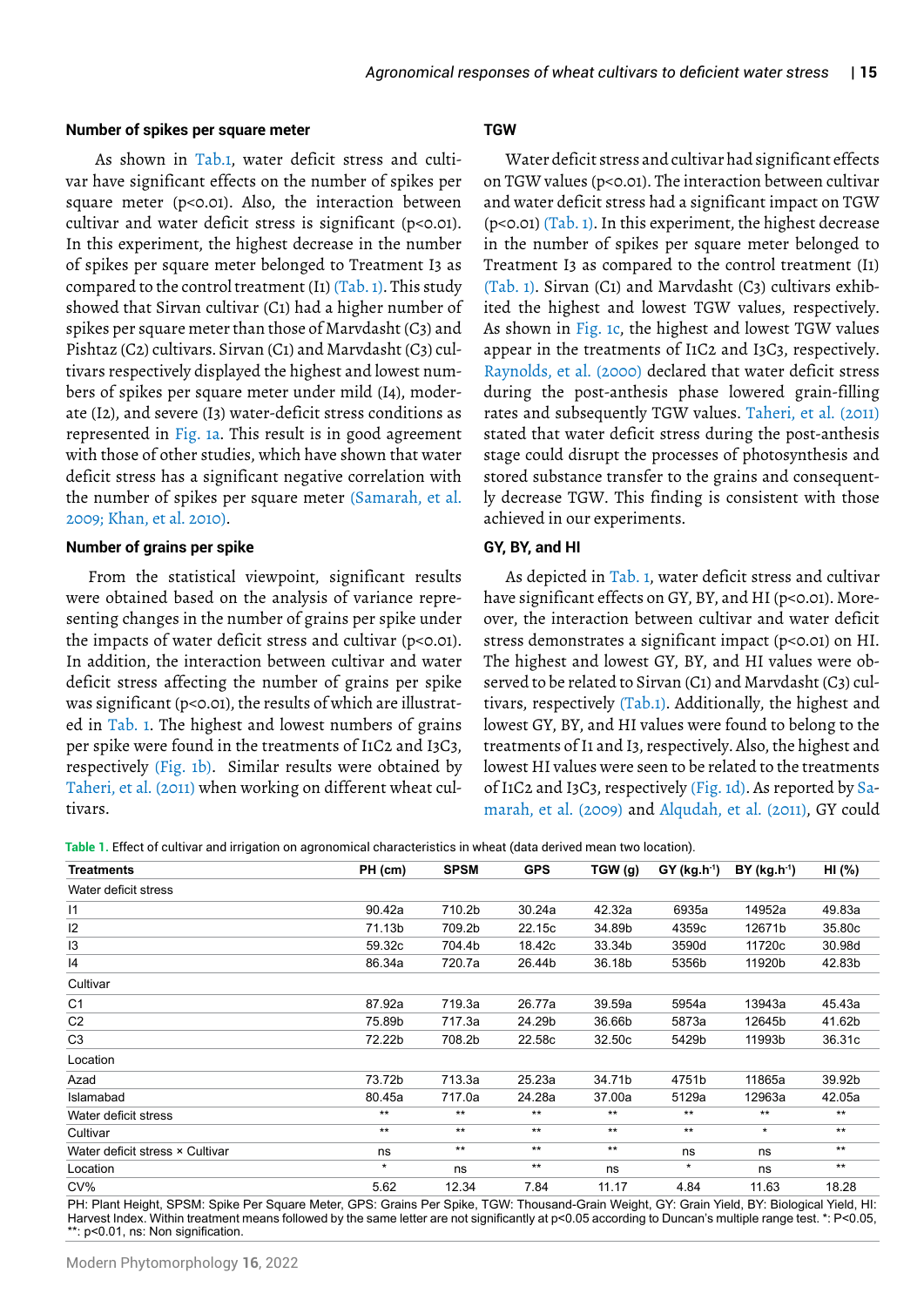### Number of spikes per square meter

As shown in Tab.1, water deficit stress and cultivar have significant effects on the number of spikes per square meter (p<0.01). Also, the interaction between cultivar and water deficit stress is significant (p<0.01). In this experiment, the highest decrease in the number of spikes per square meter belonged to Treatment I3 as compared to the control treatment (I1) (Tab. 1). This study showed that Sirvan cultivar (C1) had a higher number of spikes per square meter than those of Marvdasht (C3) and Pishtaz (C2) cultivars. Sirvan (C1) and Marvdasht (C3) cultivars respectively displayed the highest and lowest numbers of spikes per square meter under mild (I4), moderate (I2), and severe (I3) water-deficit stress conditions as represented in Fig. 1a. This result is in good agreement with those of other studies, which have shown that water deficit stress has a significant negative correlation with the number of spikes per square meter (Samarah, et al. 2009; Khan, et al. 2010).

### Number of grains per spike

From the statistical viewpoint, significant results were obtained based on the analysis of variance representing changes in the number of grains per spike under the impacts of water deficit stress and cultivar (p<0.01). In addition, the interaction between cultivar and water deficit stress affecting the number of grains per spike was significant (p<0.01), the results of which are illustrated in Tab. 1. The highest and lowest numbers of grains per spike were found in the treatments of I1C2 and I3C3, respectively (Fig. 1b). Similar results were obtained by Taheri, et al. (2011) when working on different wheat cultivars.

### TGW

Water deficit stress and cultivar had significant effects on TGW values (p<0.01). The interaction between cultivar and water deficit stress had a significant impact on TGW (p<0.01) (Tab. 1). In this experiment, the highest decrease in the number of spikes per square meter belonged to Treatment I3 as compared to the control treatment (I1) (Tab. 1). Sirvan (C1) and Marvdasht (C3) cultivars exhibited the highest and lowest TGW values, respectively. As shown in Fig. 1c, the highest and lowest TGW values appear in the treatments of I1C2 and I3C3, respectively. Raynolds, et al. (2000) declared that water deficit stress during the post-anthesis phase lowered grain-filling rates and subsequently TGW values. Taheri, et al. (2011) stated that water deficit stress during the post-anthesis stage could disrupt the processes of photosynthesis and stored substance transfer to the grains and consequently decrease TGW. This finding is consistent with those achieved in our experiments.

### GY, BY, and HI

As depicted in Tab. 1, water deficit stress and cultivar have significant effects on GY, BY, and HI (p<0.01). Moreover, the interaction between cultivar and water deficit stress demonstrates a significant impact (p<0.01) on HI. The highest and lowest GY, BY, and HI values were observed to be related to Sirvan (C1) and Marvdasht (C3) cultivars, respectively (Tab.1). Additionally, the highest and lowest GY, BY, and HI values were found to belong to the treatments of I1 and I3, respectively. Also, the highest and lowest HI values were seen to be related to the treatments of I1C2 and I3C3, respectively (Fig. 1d). As reported by Samarah, et al. (2009) and Alqudah, et al. (2011), GY could

**Table 1.** Effect of cultivar and irrigation on agronomical characteristics in wheat (data derived mean two location).

| Treatments | PH (cm) | SPSM | GPS | TGW (g) | GY (kg.h$^{-1}$) | BY (kg.h$^{-1}$) | HI (%) |
|---|---|---|---|---|---|---|---|
| Water deficit stress | | | | | | | |
| I1 | 90.42a | 710.2b | 30.24a | 42.32a | 6935a | 14952a | 49.83a |
| I2 | 71.13b | 709.2b | 22.15c | 34.89b | 4359c | 12671b | 35.80c |
| I3 | 59.32c | 704.4b | 18.42c | 33.34b | 3590d | 11720c | 30.98d |
| I4 | 86.34a | 720.7a | 26.44b | 36.18b | 5356b | 11920b | 42.83b |
| Cultivar | | | | | | | |
| C1 | 87.92a | 719.3a | 26.77a | 39.59a | 5954a | 13943a | 45.43a |
| C2 | 75.89b | 717.3a | 24.29b | 36.66b | 5873a | 12645b | 41.62b |
| C3 | 72.22b | 708.2b | 22.58c | 32.50c | 5429b | 11993b | 36.31c |
| Location | | | | | | | |
| Azad | 73.72b | 713.3a | 25.23a | 34.71b | 4751b | 11865a | 39.92b |
| Islamabad | 80.45a | 717.0a | 24.28a | 37.00a | 5129a | 12963a | 42.05a |
| Water deficit stress | ** | ** | ** | ** | ** | ** | ** |
| Cultivar | ** | ** | ** | ** | ** | * | ** |
| Water deficit stress × Cultivar | ns | ** | ** | ** | ns | ns | ** |
| Location | * | ns | ** | ns | * | ns | ** |
| CV% | 5.62 | 12.34 | 7.84 | 11.17 | 4.84 | 11.63 | 18.28 |

PH: Plant Height, SPSM: Spike Per Square Meter, GPS: Grains Per Spike, TGW: Thousand-Grain Weight, GY: Grain Yield, BY: Biological Yield, HI: Harvest Index. Within treatment means followed by the same letter are not significantly at p<0.05 according to Duncan's multiple range test. *: P<0.05, **: p<0.01, ns: Non signification.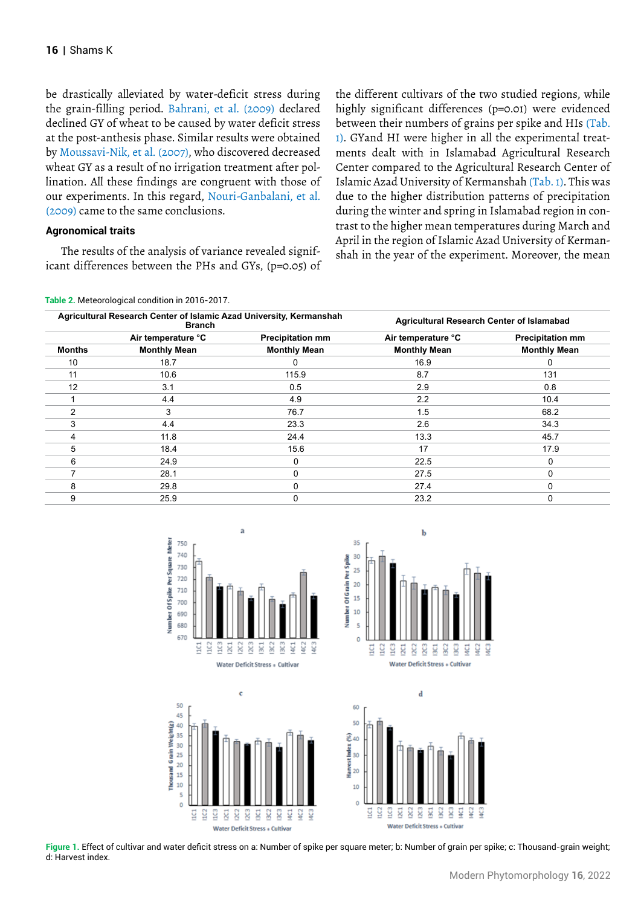be drastically alleviated by water-deficit stress during the grain-filling period. Bahrani, et al. (2009) declared declined GY of wheat to be caused by water deficit stress at the post-anthesis phase. Similar results were obtained by Moussavi-Nik, et al. (2007), who discovered decreased wheat GY as a result of no irrigation treatment after pollination. All these findings are congruent with those of our experiments. In this regard, Nouri-Ganbalani, et al. (2009) came to the same conclusions.

## Agronomical traits

The results of the analysis of variance revealed significant differences between the PHs and GYs, (p=0.05) of the different cultivars of the two studied regions, while highly significant differences (p=0.01) were evidenced between their numbers of grains per spike and HIs (Tab. 1). GYand HI were higher in all the experimental treatments dealt with in Islamabad Agricultural Research Center compared to the Agricultural Research Center of Islamic Azad University of Kermanshah (Tab. 1). This was due to the higher distribution patterns of precipitation during the winter and spring in Islamabad region in contrast to the higher mean temperatures during March and April in the region of Islamic Azad University of Kermanshah in the year of the experiment. Moreover, the mean

**Table 2.** Meteorological condition in 2016-2017.

| | Agricultural Research Center of Islamic Azad University, Kermanshah Branch | | Agricultural Research Center of Islamabad | |
|---|---|---|---|---|
| | Air temperature °C | Precipitation mm | Air temperature °C | Precipitation mm |
| Months | Monthly Mean | Monthly Mean | Monthly Mean | Monthly Mean |
| 10 | 18.7 | 0 | 16.9 | 0 |
| 11 | 10.6 | 115.9 | 8.7 | 131 |
| 12 | 3.1 | 0.5 | 2.9 | 0.8 |
| 1 | 4.4 | 4.9 | 2.2 | 10.4 |
| 2 | 3 | 76.7 | 1.5 | 68.2 |
| 3 | 4.4 | 23.3 | 2.6 | 34.3 |
| 4 | 11.8 | 24.4 | 13.3 | 45.7 |
| 5 | 18.4 | 15.6 | 17 | 17.9 |
| 6 | 24.9 | 0 | 22.5 | 0 |
| 7 | 28.1 | 0 | 27.5 | 0 |
| 8 | 29.8 | 0 | 27.4 | 0 |
| 9 | 25.9 | 0 | 23.2 | 0 |

**Figure 1.** Effect of cultivar and water deficit stress on a: Number of spike per square meter; b: Number of grain per spike; c: Thousand-grain weight; d: Harvest index.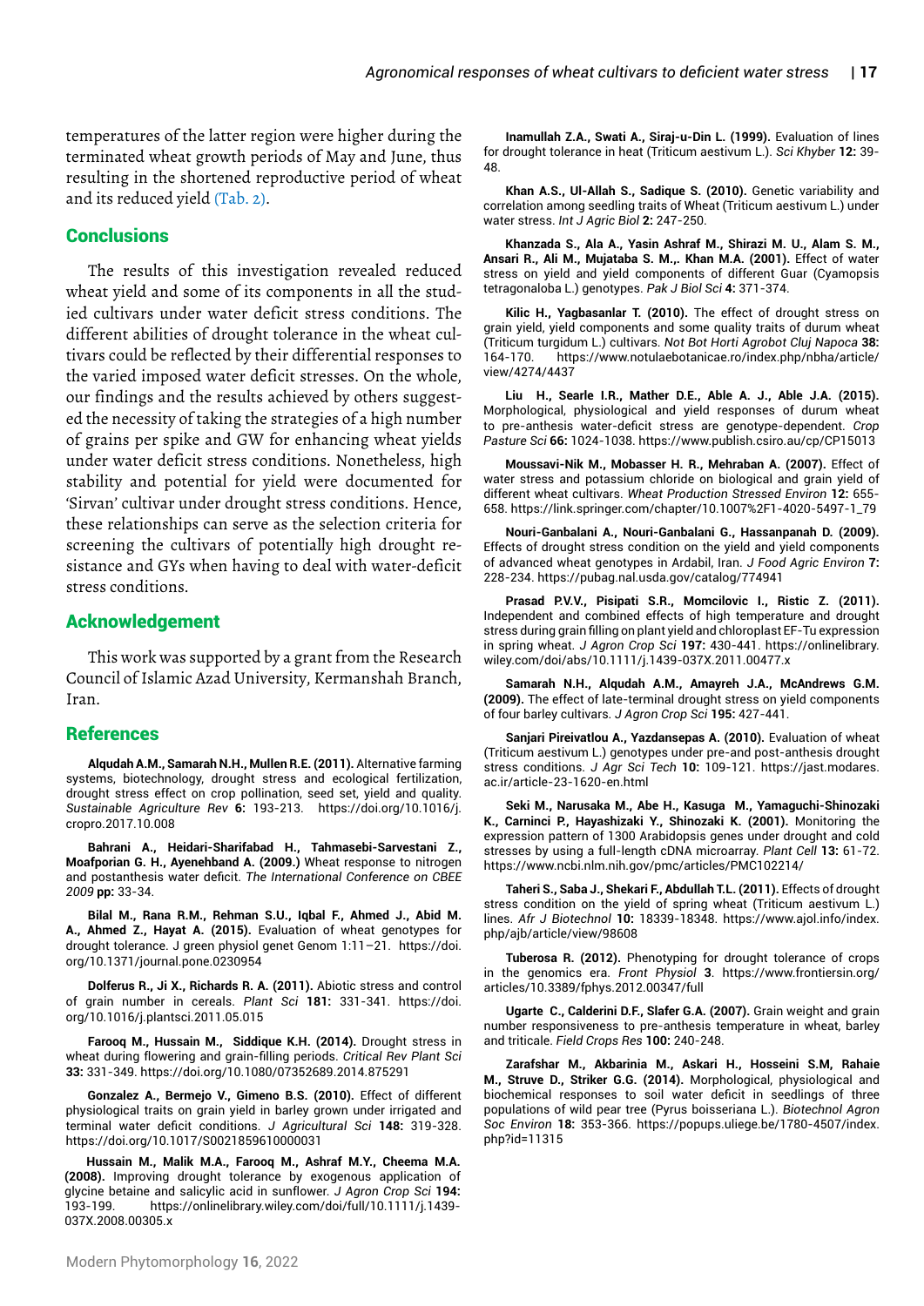temperatures of the latter region were higher during the terminated wheat growth periods of May and June, thus resulting in the shortened reproductive period of wheat and its reduced yield (Tab. 2).

## Conclusions

The results of this investigation revealed reduced wheat yield and some of its components in all the studied cultivars under water deficit stress conditions. The different abilities of drought tolerance in the wheat cultivars could be reflected by their differential responses to the varied imposed water deficit stresses. On the whole, our findings and the results achieved by others suggested the necessity of taking the strategies of a high number of grains per spike and GW for enhancing wheat yields under water deficit stress conditions. Nonetheless, high stability and potential for yield were documented for 'Sirvan' cultivar under drought stress conditions. Hence, these relationships can serve as the selection criteria for screening the cultivars of potentially high drought resistance and GYs when having to deal with water-deficit stress conditions.

## Acknowledgement

This work was supported by a grant from the Research Council of Islamic Azad University, Kermanshah Branch, Iran.

## References

**Alqudah A.M., Samarah N.H., Mullen R.E. (2011).** Alternative farming systems, biotechnology, drought stress and ecological fertilization, drought stress effect on crop pollination, seed set, yield and quality. *Sustainable Agriculture Rev* **6:** 193-213. https://doi.org/10.1016/j.cropro.2017.10.008

**Bahrani A., Heidari-Sharifabad H., Tahmasebi-Sarvestani Z., Moafporian G. H., Ayenehband A. (2009.)** Wheat response to nitrogen and postanthesis water deficit. *The International Conference on CBEE 2009* **pp:** 33-34.

**Bilal M., Rana R.M., Rehman S.U., Iqbal F., Ahmed J., Abid M. A., Ahmed Z., Hayat A. (2015).** Evaluation of wheat genotypes for drought tolerance. J green physiol genet Genom 1:11–21. https://doi.org/10.1371/journal.pone.0230954

**Dolferus R., Ji X., Richards R. A. (2011).** Abiotic stress and control of grain number in cereals. *Plant Sci* **181:** 331-341. https://doi.org/10.1016/j.plantsci.2011.05.015

**Farooq M., Hussain M., Siddique K.H. (2014).** Drought stress in wheat during flowering and grain-filling periods. *Critical Rev Plant Sci* **33:** 331-349. https://doi.org/10.1080/07352689.2014.875291

**Gonzalez A., Bermejo V., Gimeno B.S. (2010).** Effect of different physiological traits on grain yield in barley grown under irrigated and terminal water deficit conditions. *J Agricultural Sci* **148:** 319-328. https://doi.org/10.1017/S0021859610000031

**Hussain M., Malik M.A., Farooq M., Ashraf M.Y., Cheema M.A. (2008).** Improving drought tolerance by exogenous application of glycine betaine and salicylic acid in sunflower. *J Agron Crop Sci* **194:** 193-199. https://onlinelibrary.wiley.com/doi/full/10.1111/j.1439-037X.2008.00305.x

**Inamullah Z.A., Swati A., Siraj-u-Din L. (1999).** Evaluation of lines for drought tolerance in heat (Triticum aestivum L.). *Sci Khyber* **12:** 39-48.

**Khan A.S., Ul-Allah S., Sadique S. (2010).** Genetic variability and correlation among seedling traits of Wheat (Triticum aestivum L.) under water stress. *Int J Agric Biol* **2:** 247-250.

**Khanzada S., Ala A., Yasin Ashraf M., Shirazi M. U., Alam S. M., Ansari R., Ali M., Mujataba S. M.,. Khan M.A. (2001).** Effect of water stress on yield and yield components of different Guar (Cyamopsis tetragonaloba L.) genotypes. *Pak J Biol Sci* **4:** 371-374.

**Kilic H., Yagbasanlar T. (2010).** The effect of drought stress on grain yield, yield components and some quality traits of durum wheat (Triticum turgidum L.) cultivars. *Not Bot Horti Agrobot Cluj Napoca* **38:** 164-170. https://www.notulaebotanicae.ro/index.php/nbha/article/view/4274/4437

**Liu H., Searle I.R., Mather D.E., Able A. J., Able J.A. (2015).** Morphological, physiological and yield responses of durum wheat to pre-anthesis water-deficit stress are genotype-dependent. *Crop Pasture Sci* **66:** 1024-1038. https://www.publish.csiro.au/cp/CP15013

**Moussavi-Nik M., Mobasser H. R., Mehraban A. (2007).** Effect of water stress and potassium chloride on biological and grain yield of different wheat cultivars. *Wheat Production Stressed Environ* **12:** 655-658. https://link.springer.com/chapter/10.1007%2F1-4020-5497-1_79

**Nouri-Ganbalani A., Nouri-Ganbalani G., Hassanpanah D. (2009).** Effects of drought stress condition on the yield and yield components of advanced wheat genotypes in Ardabil, Iran. *J Food Agric Environ* **7:** 228-234. https://pubag.nal.usda.gov/catalog/774941

**Prasad P.V.V., Pisipati S.R., Momcilovic I., Ristic Z. (2011).** Independent and combined effects of high temperature and drought stress during grain filling on plant yield and chloroplast EF-Tu expression in spring wheat. *J Agron Crop Sci* **197:** 430-441. https://onlinelibrary.wiley.com/doi/abs/10.1111/j.1439-037X.2011.00477.x

**Samarah N.H., Alqudah A.M., Amayreh J.A., McAndrews G.M. (2009).** The effect of late-terminal drought stress on yield components of four barley cultivars. *J Agron Crop Sci* **195:** 427-441.

**Sanjari Pireivatlou A., Yazdansepas A. (2010).** Evaluation of wheat (Triticum aestivum L.) genotypes under pre-and post-anthesis drought stress conditions. *J Agr Sci Tech* **10:** 109-121. https://jast.modares.ac.ir/article-23-1620-en.html

**Seki M., Narusaka M., Abe H., Kasuga M., Yamaguchi-Shinozaki K., Carninci P., Hayashizaki Y., Shinozaki K. (2001).** Monitoring the expression pattern of 1300 Arabidopsis genes under drought and cold stresses by using a full-length cDNA microarray. *Plant Cell* **13:** 61-72. https://www.ncbi.nlm.nih.gov/pmc/articles/PMC102214/

**Taheri S., Saba J., Shekari F., Abdullah T.L. (2011).** Effects of drought stress condition on the yield of spring wheat (Triticum aestivum L.) lines. *Afr J Biotechnol* **10:** 18339-18348. https://www.ajol.info/index.php/ajb/article/view/98608

**Tuberosa R. (2012).** Phenotyping for drought tolerance of crops in the genomics era. *Front Physiol* **3**. https://www.frontiersin.org/articles/10.3389/fphys.2012.00347/full

**Ugarte C., Calderini D.F., Slafer G.A. (2007).** Grain weight and grain number responsiveness to pre-anthesis temperature in wheat, barley and triticale. *Field Crops Res* **100:** 240-248.

**Zarafshar M., Akbarinia M., Askari H., Hosseini S.M, Rahaie M., Struve D., Striker G.G. (2014).** Morphological, physiological and biochemical responses to soil water deficit in seedlings of three populations of wild pear tree (Pyrus boisseriana L.). *Biotechnol Agron Soc Environ* **18:** 353-366. https://popups.uliege.be/1780-4507/index.php?id=11315